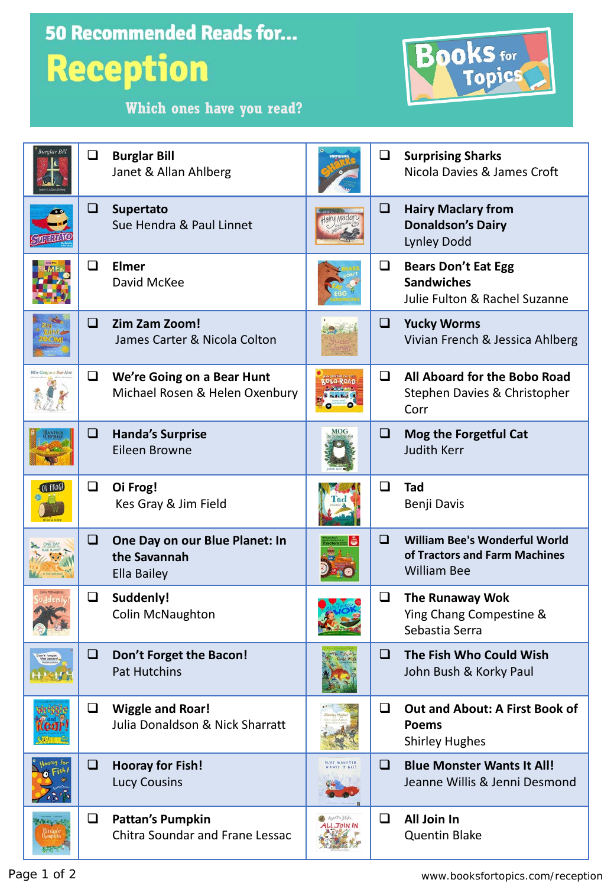# 50 Recommended Reads for...

# Reception

**Which ones have you read?**

Books for Topics

- ❑ **Burglar Bill**
  Janet & Allan Ahlberg
- ❑ **Surprising Sharks**
  Nicola Davies & James Croft
- ❑ **Supertato**
  Sue Hendra & Paul Linnet
- ❑ **Hairy Maclary from Donaldson's Dairy**
  Lynley Dodd
- ❑ **Elmer**
  David McKee
- ❑ **Bears Don't Eat Egg Sandwiches**
  Julie Fulton & Rachel Suzanne
- ❑ **Zim Zam Zoom!**
  James Carter & Nicola Colton
- ❑ **Yucky Worms**
  Vivian French & Jessica Ahlberg
- ❑ **We're Going on a Bear Hunt**
  Michael Rosen & Helen Oxenbury
- ❑ **All Aboard for the Bobo Road**
  Stephen Davies & Christopher Corr
- ❑ **Handa's Surprise**
  Eileen Browne
- ❑ **Mog the Forgetful Cat**
  Judith Kerr
- ❑ **Oi Frog!**
  Kes Gray & Jim Field
- ❑ **Tad**
  Benji Davis
- ❑ **One Day on our Blue Planet: In the Savannah**
  Ella Bailey
- ❑ **William Bee's Wonderful World of Tractors and Farm Machines**
  William Bee
- ❑ **Suddenly!**
  Colin McNaughton
- ❑ **The Runaway Wok**
  Ying Chang Compestine & Sebastia Serra
- ❑ **Don't Forget the Bacon!**
  Pat Hutchins
- ❑ **The Fish Who Could Wish**
  John Bush & Korky Paul
- ❑ **Wiggle and Roar!**
  Julia Donaldson & Nick Sharratt
- ❑ **Out and About: A First Book of Poems**
  Shirley Hughes
- ❑ **Hooray for Fish!**
  Lucy Cousins
- ❑ **Blue Monster Wants It All!**
  Jeanne Willis & Jenni Desmond
- ❑ **Pattan's Pumpkin**
  Chitra Soundar and Frane Lessac
- ❑ **All Join In**
  Quentin Blake

www.booksfortopics.com/reception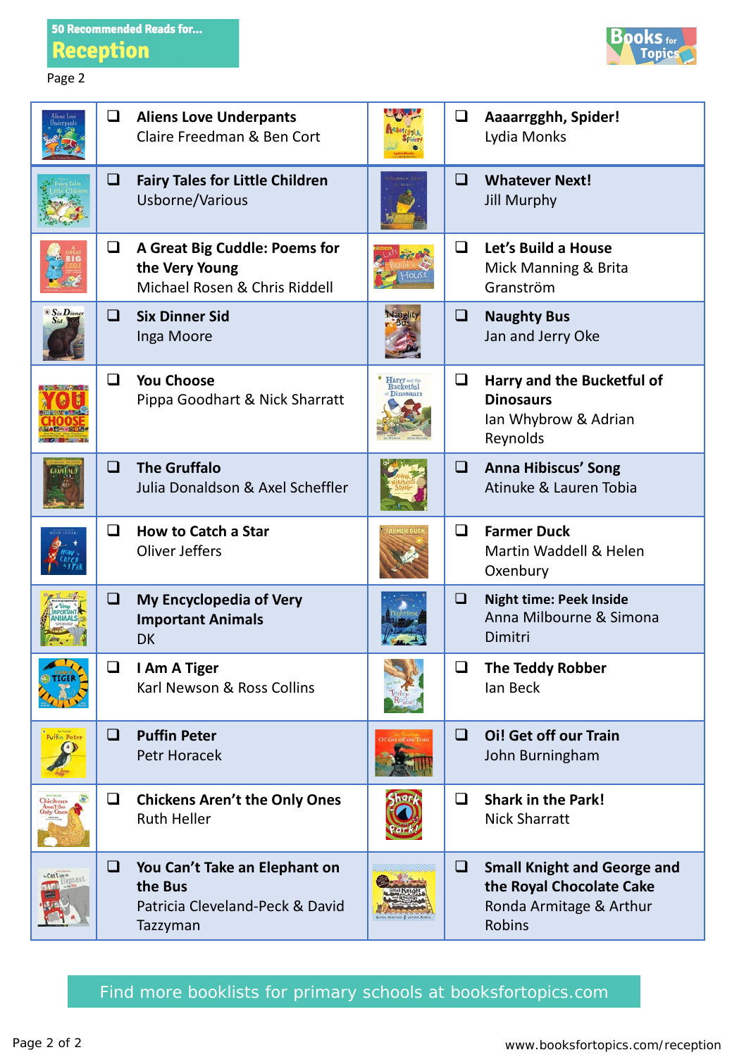50 Recommended Reads for...
**Reception**

Page 2

| | | | |
|---|---|---|---|
| | ❑ **Aliens Love Underpants** Claire Freedman & Ben Cort | | ❑ **Aaaarrgghh, Spider!** Lydia Monks |
| | ❑ **Fairy Tales for Little Children** Usborne/Various | | ❑ **Whatever Next!** Jill Murphy |
| | ❑ **A Great Big Cuddle: Poems for the Very Young** Michael Rosen & Chris Riddell | | ❑ **Let's Build a House** Mick Manning & Brita Granström |
| | ❑ **Six Dinner Sid** Inga Moore | | ❑ **Naughty Bus** Jan and Jerry Oke |
| | ❑ **You Choose** Pippa Goodhart & Nick Sharratt | | ❑ **Harry and the Bucketful of Dinosaurs** Ian Whybrow & Adrian Reynolds |
| | ❑ **The Gruffalo** Julia Donaldson & Axel Scheffler | | ❑ **Anna Hibiscus' Song** Atinuke & Lauren Tobia |
| | ❑ **How to Catch a Star** Oliver Jeffers | | ❑ **Farmer Duck** Martin Waddell & Helen Oxenbury |
| | ❑ **My Encyclopedia of Very Important Animals** DK | | ❑ **Night time: Peek Inside** Anna Milbourne & Simona Dimitri |
| | ❑ **I Am A Tiger** Karl Newson & Ross Collins | | ❑ **The Teddy Robber** Ian Beck |
| | ❑ **Puffin Peter** Petr Horacek | | ❑ **Oi! Get off our Train** John Burningham |
| | ❑ **Chickens Aren't the Only Ones** Ruth Heller | | ❑ **Shark in the Park!** Nick Sharratt |
| | ❑ **You Can't Take an Elephant on the Bus** Patricia Cleveland-Peck & David Tazzyman | | ❑ **Small Knight and George and the Royal Chocolate Cake** Ronda Armitage & Arthur Robins |

Find more booklists for primary schools at booksfortopics.com

www.booksfortopics.com/reception